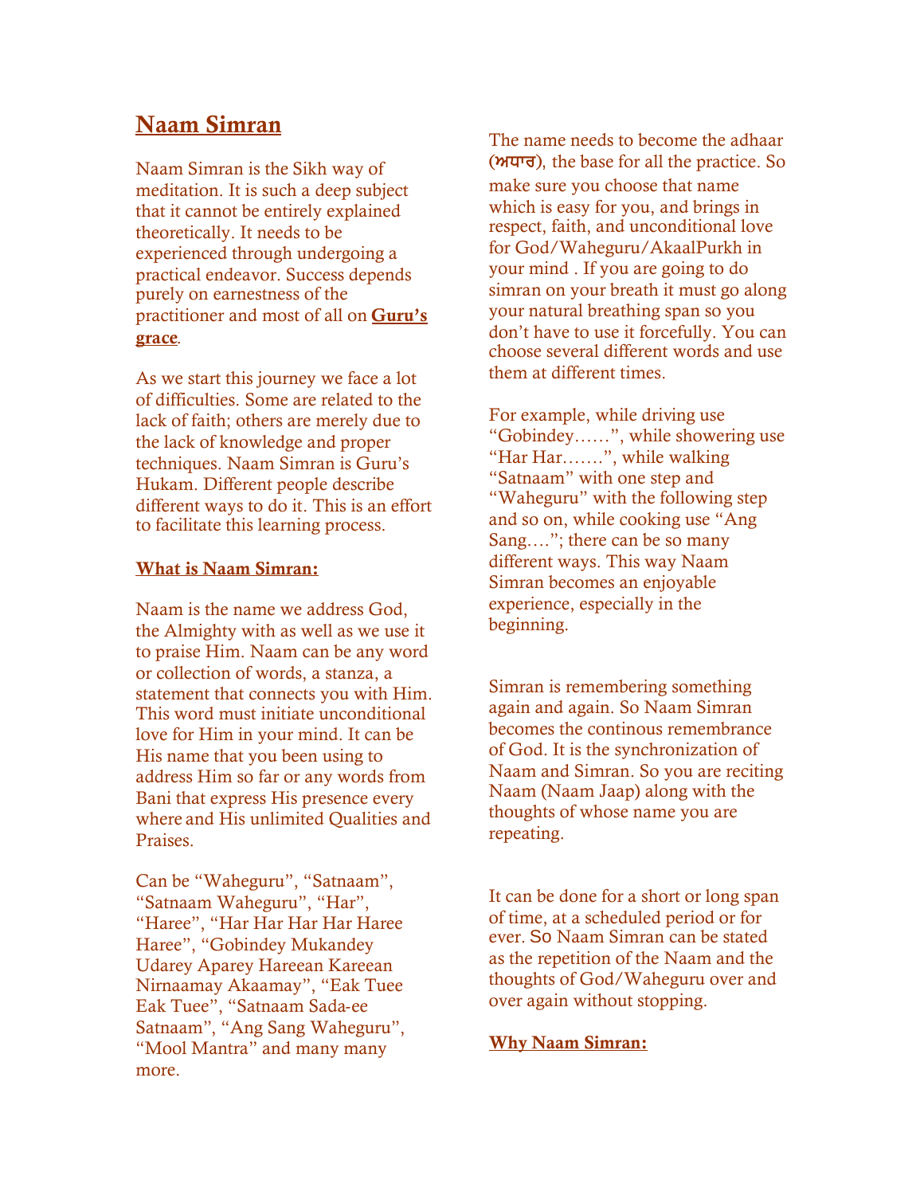# Naam Simran

Naam Simran is the Sikh way of meditation. It is such a deep subject that it cannot be entirely explained theoretically. It needs to be experienced through undergoing a practical endeavor. Success depends purely on earnestness of the practitioner and most of all on **Guru's grace**.

As we start this journey we face a lot of difficulties. Some are related to the lack of faith; others are merely due to the lack of knowledge and proper techniques. Naam Simran is Guru's Hukam. Different people describe different ways to do it. This is an effort to facilitate this learning process.

## What is Naam Simran:

Naam is the name we address God, the Almighty with as well as we use it to praise Him. Naam can be any word or collection of words, a stanza, a statement that connects you with Him. This word must initiate unconditional love for Him in your mind. It can be His name that you been using to address Him so far or any words from Bani that express His presence every where and His unlimited Qualities and Praises.

Can be "Waheguru", "Satnaam", "Satnaam Waheguru", "Har", "Haree", "Har Har Har Har Haree Haree", "Gobindey Mukandey Udarey Aparey Hareean Kareean Nirnaamay Akaamay", "Eak Tuee Eak Tuee", "Satnaam Sada-ee Satnaam", "Ang Sang Waheguru", "Mool Mantra" and many many more.

The name needs to become the adhaar (ਅਧਾਰ), the base for all the practice. So make sure you choose that name which is easy for you, and brings in respect, faith, and unconditional love for God/Waheguru/AkaalPurkh in your mind . If you are going to do simran on your breath it must go along your natural breathing span so you don't have to use it forcefully. You can choose several different words and use them at different times.

For example, while driving use "Gobindey……", while showering use "Har Har…….", while walking "Satnaam" with one step and "Waheguru" with the following step and so on, while cooking use "Ang Sang…."; there can be so many different ways. This way Naam Simran becomes an enjoyable experience, especially in the beginning.

Simran is remembering something again and again. So Naam Simran becomes the continous remembrance of God. It is the synchronization of Naam and Simran. So you are reciting Naam (Naam Jaap) along with the thoughts of whose name you are repeating.

It can be done for a short or long span of time, at a scheduled period or for ever. So Naam Simran can be stated as the repetition of the Naam and the thoughts of God/Waheguru over and over again without stopping.

## Why Naam Simran: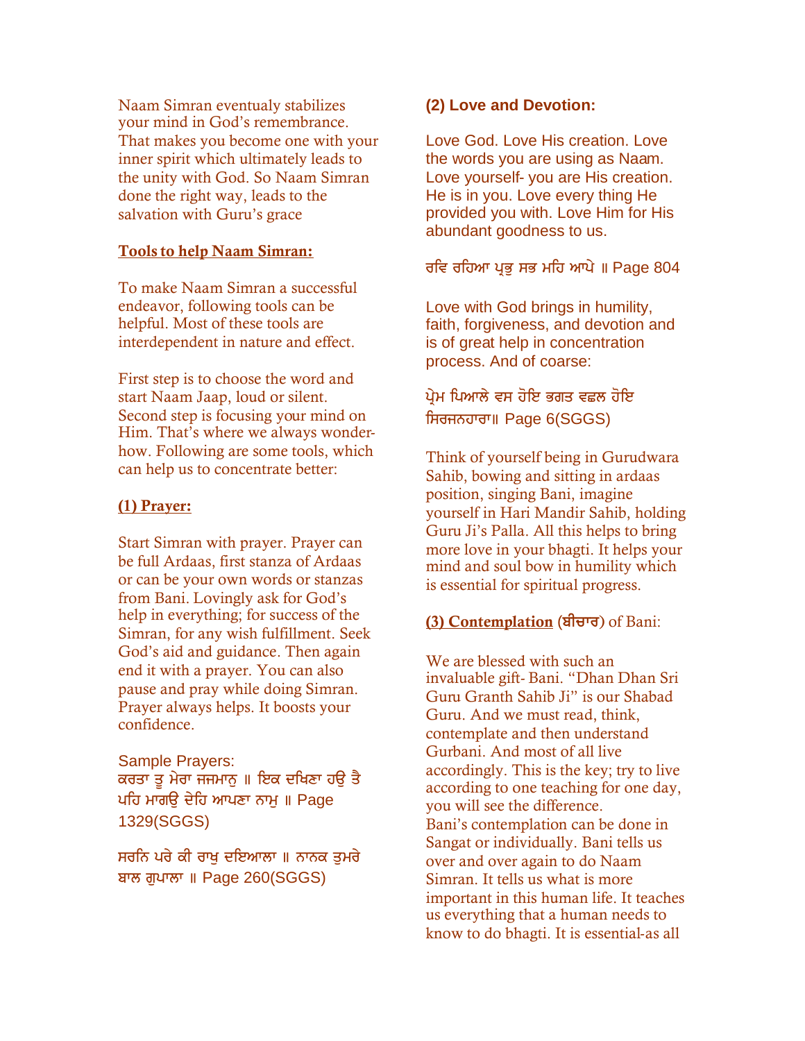Naam Simran eventualy stabilizes your mind in God's remembrance. That makes you become one with your inner spirit which ultimately leads to the unity with God. So Naam Simran done the right way, leads to the salvation with Guru's grace

## Tools to help Naam Simran:

To make Naam Simran a successful endeavor, following tools can be helpful. Most of these tools are interdependent in nature and effect.

First step is to choose the word and start Naam Jaap, loud or silent. Second step is focusing your mind on Him. That's where we always wonder-how. Following are some tools, which can help us to concentrate better:

### (1) Prayer:

Start Simran with prayer. Prayer can be full Ardaas, first stanza of Ardaas or can be your own words or stanzas from Bani. Lovingly ask for God's help in everything; for success of the Simran, for any wish fulfillment. Seek God's aid and guidance. Then again end it with a prayer. You can also pause and pray while doing Simran. Prayer always helps. It boosts your confidence.

Sample Prayers:
ਕਰਤਾ ਤੂ ਮੇਰਾ ਜਜਮਾਨੁ ॥ ਇਕ ਦਖਿਣਾ ਹਉ ਤੈ ਪਹਿ ਮਾਗਉ ਦੇਹਿ ਆਪਣਾ ਨਾਮੁ ॥ Page 1329(SGGS)

ਸਰਨਿ ਪਰੇ ਕੀ ਰਾਖੁ ਦਇਆਲਾ ॥ ਨਾਨਕ ਤੁਮਰੇ ਬਾਲ ਗੁਪਾਲਾ ॥ Page 260(SGGS)

### (2) Love and Devotion:

Love God. Love His creation. Love the words you are using as Naam. Love yourself- you are His creation. He is in you. Love every thing He provided you with. Love Him for His abundant goodness to us.

ਰਵਿ ਰਹਿਆ ਪ੍ਰਭੁ ਸਭ ਮਹਿ ਆਪੇ ॥ Page 804

Love with God brings in humility, faith, forgiveness, and devotion and is of great help in concentration process. And of coarse:

ਪ੍ਰੇਮ ਪਿਆਲੇ ਵਸ ਹੋਇ ਭਗਤ ਵਛਲ ਹੋਇ ਸਿਰਜਨਹਾਰਾ॥ Page 6(SGGS)

Think of yourself being in Gurudwara Sahib, bowing and sitting in ardaas position, singing Bani, imagine yourself in Hari Mandir Sahib, holding Guru Ji's Palla. All this helps to bring more love in your bhagti. It helps your mind and soul bow in humility which is essential for spiritual progress.

### (3) Contemplation (ਬੀਚਾਰ) of Bani:

We are blessed with such an invaluable gift- Bani. "Dhan Dhan Sri Guru Granth Sahib Ji" is our Shabad Guru. And we must read, think, contemplate and then understand Gurbani. And most of all live accordingly. This is the key; try to live according to one teaching for one day, you will see the difference.
Bani's contemplation can be done in Sangat or individually. Bani tells us over and over again to do Naam Simran. It tells us what is more important in this human life. It teaches us everything that a human needs to know to do bhagti. It is essential-as all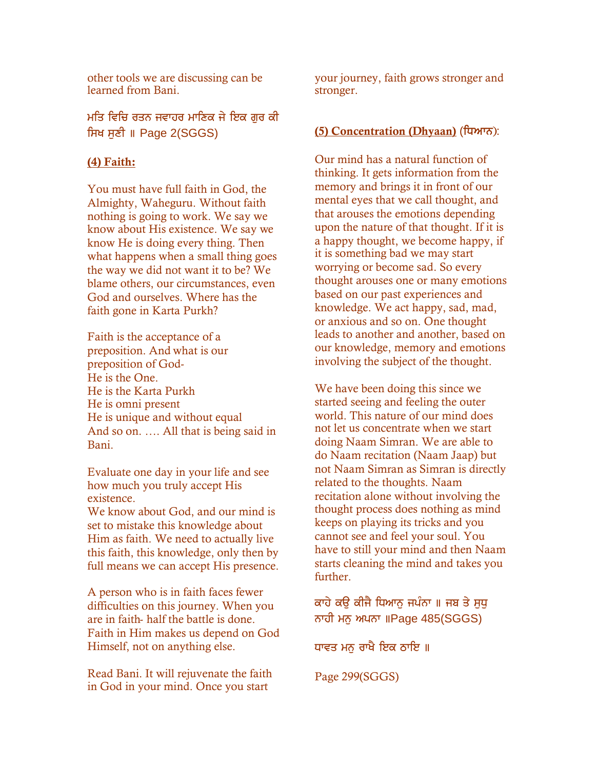other tools we are discussing can be learned from Bani.

ਮਤਿ ਵਿਚਿ ਰਤਨ ਜਵਾਹਰ ਮਾਣਿਕ ਜੇ ਇਕ ਗੁਰ ਕੀ ਸਿਖ ਸੁਣੀ ॥ Page 2(SGGS)

## (4) Faith:

You must have full faith in God, the Almighty, Waheguru. Without faith nothing is going to work. We say we know about His existence. We say we know He is doing every thing. Then what happens when a small thing goes the way we did not want it to be? We blame others, our circumstances, even God and ourselves. Where has the faith gone in Karta Purkh?

Faith is the acceptance of a preposition. And what is our preposition of God-
He is the One.
He is the Karta Purkh
He is omni present
He is unique and without equal
And so on. …. All that is being said in Bani.

Evaluate one day in your life and see how much you truly accept His existence.
We know about God, and our mind is set to mistake this knowledge about Him as faith. We need to actually live this faith, this knowledge, only then by full means we can accept His presence.

A person who is in faith faces fewer difficulties on this journey. When you are in faith- half the battle is done. Faith in Him makes us depend on God Himself, not on anything else.

Read Bani. It will rejuvenate the faith in God in your mind. Once you start your journey, faith grows stronger and stronger.

## (5) Concentration (Dhyaan) (ਧਿਆਨ):

Our mind has a natural function of thinking. It gets information from the memory and brings it in front of our mental eyes that we call thought, and that arouses the emotions depending upon the nature of that thought. If it is a happy thought, we become happy, if it is something bad we may start worrying or become sad. So every thought arouses one or many emotions based on our past experiences and knowledge. We act happy, sad, mad, or anxious and so on. One thought leads to another and another, based on our knowledge, memory and emotions involving the subject of the thought.

We have been doing this since we started seeing and feeling the outer world. This nature of our mind does not let us concentrate when we start doing Naam Simran. We are able to do Naam recitation (Naam Jaap) but not Naam Simran as Simran is directly related to the thoughts. Naam recitation alone without involving the thought process does nothing as mind keeps on playing its tricks and you cannot see and feel your soul. You have to still your mind and then Naam starts cleaning the mind and takes you further.

ਕਾਹੇ ਕਉ ਕੀਜੈ ਧਿਆਨੁ ਜਪੰਨਾ ॥ ਜਬ ਤੇ ਸੁਧੁ ਨਾਹੀ ਮਨੁ ਅਪਨਾ ॥Page 485(SGGS)

ਧਾਵਤ ਮਨੁ ਰਾਖੈ ਇਕ ਠਾਇ ॥

Page 299(SGGS)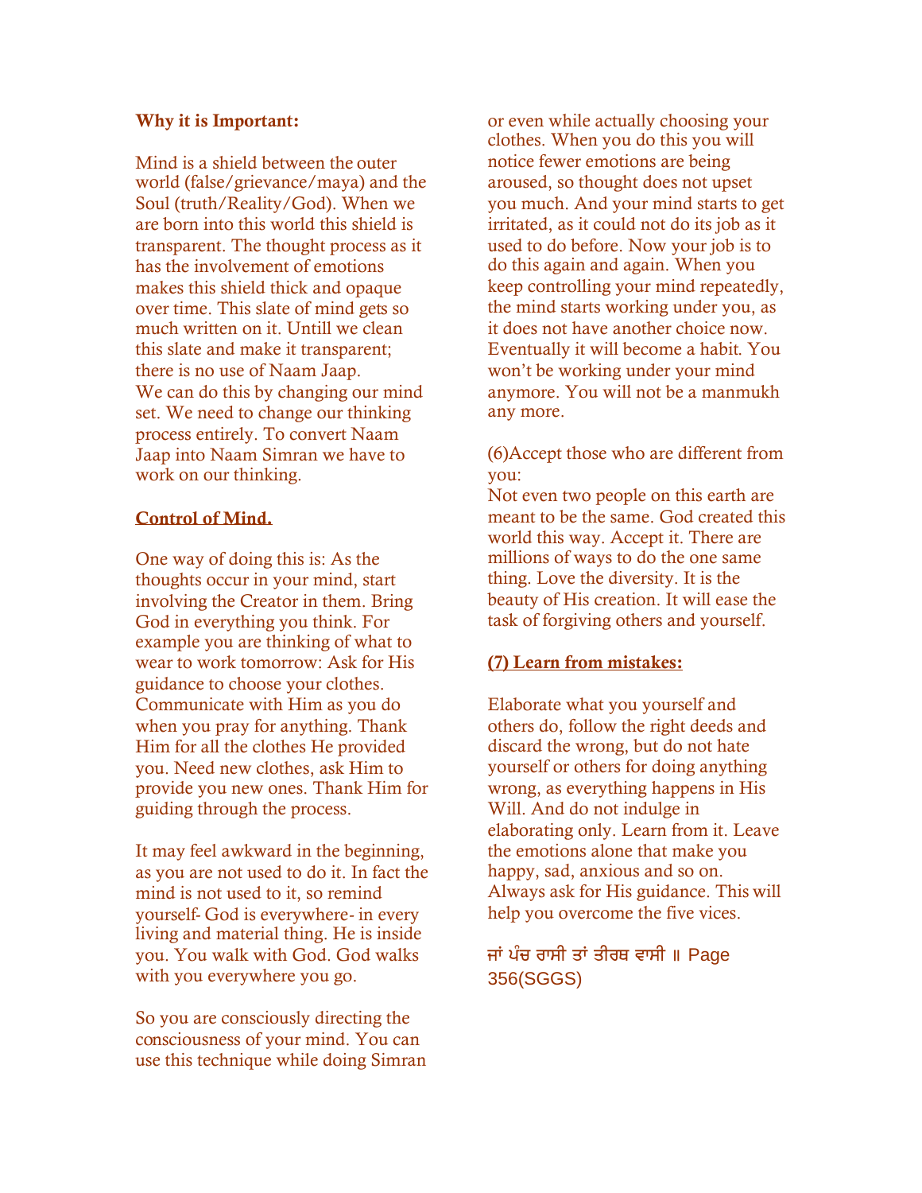**Why it is Important:**

Mind is a shield between the outer world (false/grievance/maya) and the Soul (truth/Reality/God). When we are born into this world this shield is transparent. The thought process as it has the involvement of emotions makes this shield thick and opaque over time. This slate of mind gets so much written on it. Untill we clean this slate and make it transparent; there is no use of Naam Jaap. We can do this by changing our mind set. We need to change our thinking process entirely. To convert Naam Jaap into Naam Simran we have to work on our thinking.

**Control of Mind.**

One way of doing this is: As the thoughts occur in your mind, start involving the Creator in them. Bring God in everything you think. For example you are thinking of what to wear to work tomorrow: Ask for His guidance to choose your clothes. Communicate with Him as you do when you pray for anything. Thank Him for all the clothes He provided you. Need new clothes, ask Him to provide you new ones. Thank Him for guiding through the process.

It may feel awkward in the beginning, as you are not used to do it. In fact the mind is not used to it, so remind yourself- God is everywhere- in every living and material thing. He is inside you. You walk with God. God walks with you everywhere you go.

So you are consciously directing the consciousness of your mind. You can use this technique while doing Simran or even while actually choosing your clothes. When you do this you will notice fewer emotions are being aroused, so thought does not upset you much. And your mind starts to get irritated, as it could not do its job as it used to do before. Now your job is to do this again and again. When you keep controlling your mind repeatedly, the mind starts working under you, as it does not have another choice now. Eventually it will become a habit. You won't be working under your mind anymore. You will not be a manmukh any more.

(6)Accept those who are different from you:

Not even two people on this earth are meant to be the same. God created this world this way. Accept it. There are millions of ways to do the one same thing. Love the diversity. It is the beauty of His creation. It will ease the task of forgiving others and yourself.

**(7) Learn from mistakes:**

Elaborate what you yourself and others do, follow the right deeds and discard the wrong, but do not hate yourself or others for doing anything wrong, as everything happens in His Will. And do not indulge in elaborating only. Learn from it. Leave the emotions alone that make you happy, sad, anxious and so on. Always ask for His guidance. This will help you overcome the five vices.

ਜਾਂ ਪੰਚ ਰਾਸੀ ਤਾਂ ਤੀਰਥ ਵਾਸੀ ॥ Page 356(SGGS)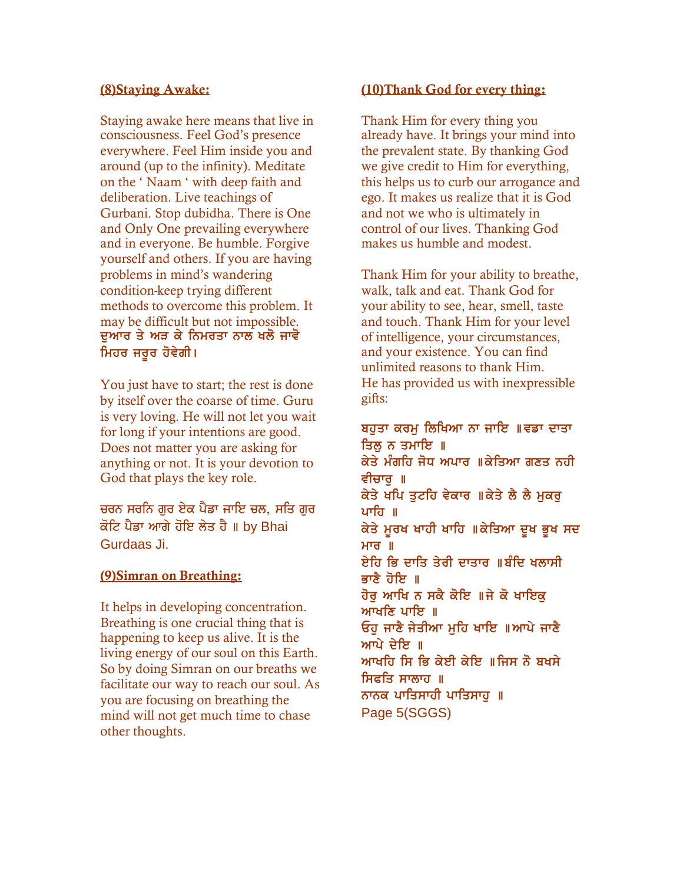## (8)Staying Awake:

Staying awake here means that live in consciousness. Feel God's presence everywhere. Feel Him inside you and around (up to the infinity). Meditate on the ' Naam ' with deep faith and deliberation. Live teachings of Gurbani. Stop dubidha. There is One and Only One prevailing everywhere and in everyone. Be humble. Forgive yourself and others. If you are having problems in mind's wandering condition-keep trying different methods to overcome this problem. It may be difficult but not impossible. ਦੁਆਰ ਤੇ ਅੜ ਕੇ ਨਿਮਰਤਾ ਨਾਲ ਖਲੋ ਜਾਵੇ ਮਿਹਰ ਜਰੂਰ ਹੋਵੇਗੀ।

You just have to start; the rest is done by itself over the coarse of time. Guru is very loving. He will not let you wait for long if your intentions are good. Does not matter you are asking for anything or not. It is your devotion to God that plays the key role.

ਚਰਨ ਸਰਨਿ ਗੁਰ ਏਕ ਪੈਡਾ ਜਾਇ ਚਲ, ਸਤਿ ਗੁਰ ਕੋਟਿ ਪੈਡਾ ਆਗੇ ਹੋਇ ਲੇਤ ਹੈ ॥ by Bhai Gurdaas Ji.

## (9)Simran on Breathing:

It helps in developing concentration. Breathing is one crucial thing that is happening to keep us alive. It is the living energy of our soul on this Earth. So by doing Simran on our breaths we facilitate our way to reach our soul. As you are focusing on breathing the mind will not get much time to chase other thoughts.

## (10)Thank God for every thing:

Thank Him for every thing you already have. It brings your mind into the prevalent state. By thanking God we give credit to Him for everything, this helps us to curb our arrogance and ego. It makes us realize that it is God and not we who is ultimately in control of our lives. Thanking God makes us humble and modest.

Thank Him for your ability to breathe, walk, talk and eat. Thank God for your ability to see, hear, smell, taste and touch. Thank Him for your level of intelligence, your circumstances, and your existence. You can find unlimited reasons to thank Him. He has provided us with inexpressible gifts:

ਬਹੁਤਾ ਕਰਮੁ ਲਿਖਿਆ ਨਾ ਜਾਇ ॥ਵਡਾ ਦਾਤਾ ਤਿਲੁ ਨ ਤਮਾਇ ॥
ਕੇਤੇ ਮੰਗਹਿ ਜੋਧ ਅਪਾਰ ॥ਕੇਤਿਆ ਗਣਤ ਨਹੀ ਵੀਚਾਰੁ ॥
ਕੇਤੇ ਖਪਿ ਤੁਟਹਿ ਵੇਕਾਰ ॥ਕੇਤੇ ਲੈ ਲੈ ਮੁਕਰੁ ਪਾਹਿ ॥
ਕੇਤੇ ਮੂਰਖ ਖਾਹੀ ਖਾਹਿ ॥ਕੇਤਿਆ ਦੂਖ ਭੂਖ ਸਦ ਮਾਰ ॥
ਏਹਿ ਭਿ ਦਾਤਿ ਤੇਰੀ ਦਾਤਾਰ ॥ਬੰਦਿ ਖਲਾਸੀ ਭਾਣੈ ਹੋਇ ॥
ਹੋਰੁ ਆਖਿ ਨ ਸਕੈ ਕੋਇ ॥ਜੇ ਕੋ ਖਾਇਕੁ ਆਖਣਿ ਪਾਇ ॥
ਓਹੁ ਜਾਣੈ ਜੇਤੀਆ ਮੁਹਿ ਖਾਇ ॥ਆਪੇ ਜਾਣੈ ਆਪੇ ਦੇਇ ॥
ਆਖਹਿ ਸਿ ਭਿ ਕੇਈ ਕੇਇ ॥ਜਿਸ ਨੋ ਬਖਸੇ ਸਿਫਤਿ ਸਾਲਾਹ ॥
ਨਾਨਕ ਪਾਤਿਸਾਹੀ ਪਾਤਿਸਾਹੁ ॥
Page 5(SGGS)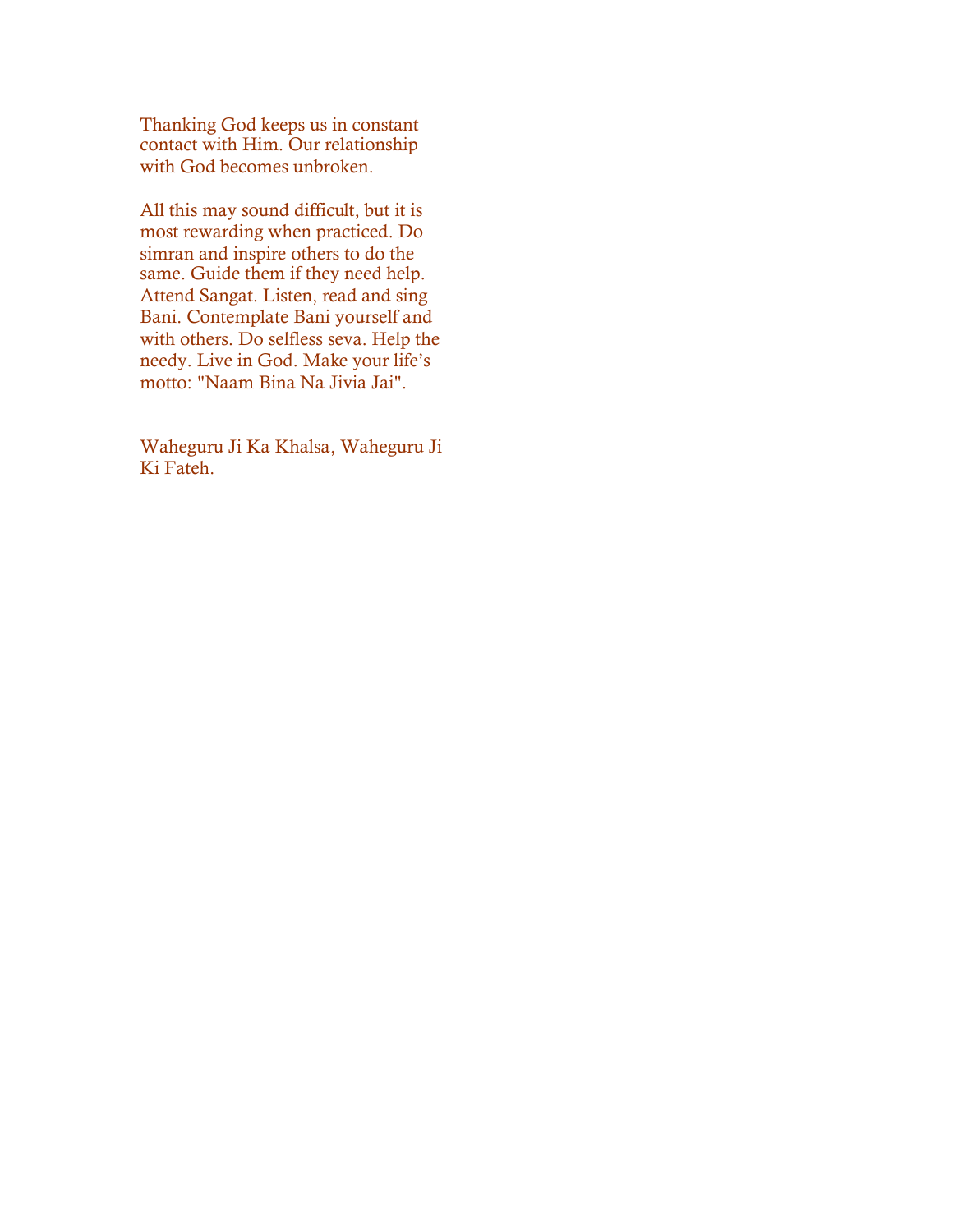Thanking God keeps us in constant contact with Him. Our relationship with God becomes unbroken.

All this may sound difficult, but it is most rewarding when practiced. Do simran and inspire others to do the same. Guide them if they need help. Attend Sangat. Listen, read and sing Bani. Contemplate Bani yourself and with others. Do selfless seva. Help the needy. Live in God. Make your life’s motto: "Naam Bina Na Jivia Jai".

Waheguru Ji Ka Khalsa, Waheguru Ji Ki Fateh.